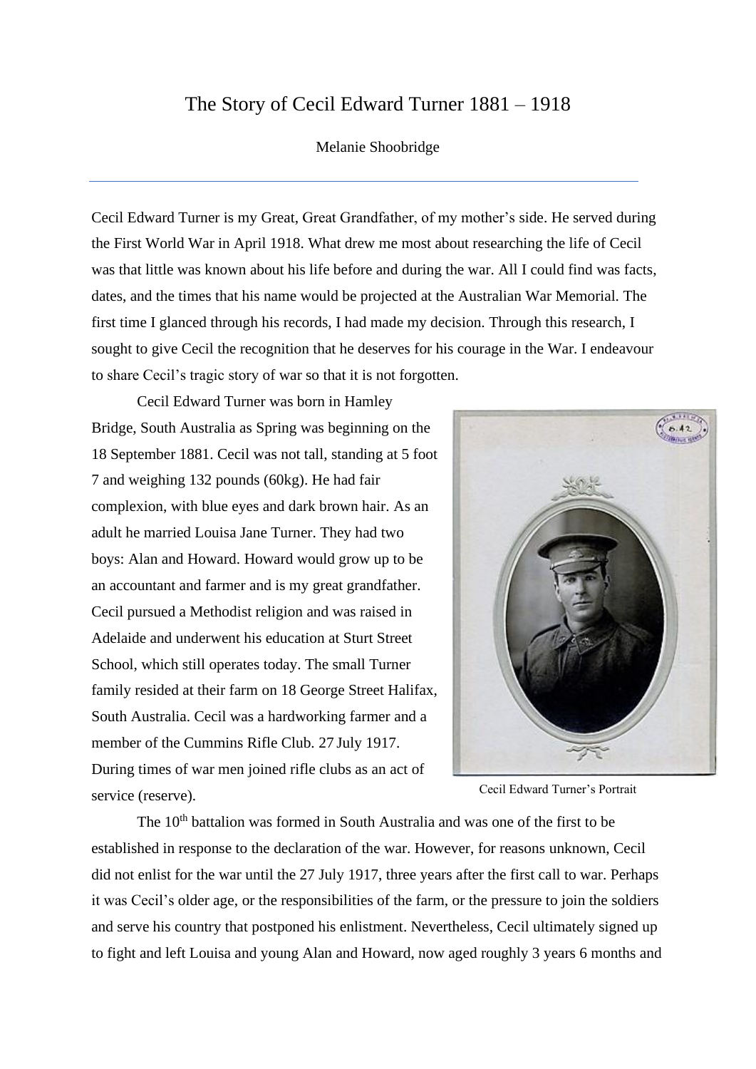# The Story of Cecil Edward Turner 1881 – 1918

Melanie Shoobridge

---

Cecil Edward Turner is my Great, Great Grandfather, of my mother's side. He served during the First World War in April 1918. What drew me most about researching the life of Cecil was that little was known about his life before and during the war. All I could find was facts, dates, and the times that his name would be projected at the Australian War Memorial. The first time I glanced through his records, I had made my decision. Through this research, I sought to give Cecil the recognition that he deserves for his courage in the War. I endeavour to share Cecil's tragic story of war so that it is not forgotten.

Cecil Edward Turner was born in Hamley Bridge, South Australia as Spring was beginning on the 18 September 1881. Cecil was not tall, standing at 5 foot 7 and weighing 132 pounds (60kg). He had fair complexion, with blue eyes and dark brown hair. As an adult he married Louisa Jane Turner. They had two boys: Alan and Howard. Howard would grow up to be an accountant and farmer and is my great grandfather. Cecil pursued a Methodist religion and was raised in Adelaide and underwent his education at Sturt Street School, which still operates today. The small Turner family resided at their farm on 18 George Street Halifax, South Australia. Cecil was a hardworking farmer and a member of the Cummins Rifle Club. 27 July 1917. During times of war men joined rifle clubs as an act of service (reserve).

Cecil Edward Turner's Portrait

The 10th battalion was formed in South Australia and was one of the first to be established in response to the declaration of the war. However, for reasons unknown, Cecil did not enlist for the war until the 27 July 1917, three years after the first call to war. Perhaps it was Cecil's older age, or the responsibilities of the farm, or the pressure to join the soldiers and serve his country that postponed his enlistment. Nevertheless, Cecil ultimately signed up to fight and left Louisa and young Alan and Howard, now aged roughly 3 years 6 months and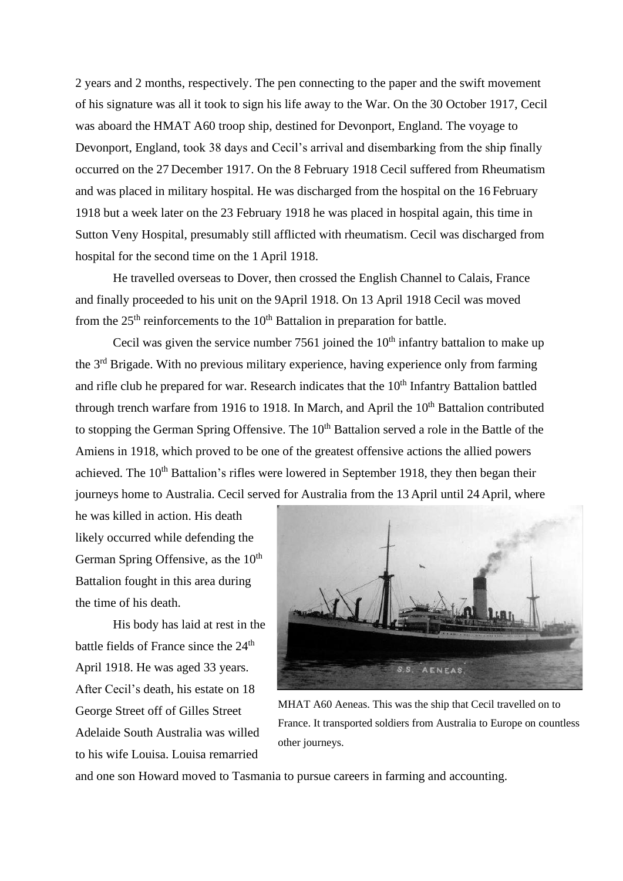2 years and 2 months, respectively. The pen connecting to the paper and the swift movement of his signature was all it took to sign his life away to the War. On the 30 October 1917, Cecil was aboard the HMAT A60 troop ship, destined for Devonport, England. The voyage to Devonport, England, took 38 days and Cecil's arrival and disembarking from the ship finally occurred on the 27 December 1917. On the 8 February 1918 Cecil suffered from Rheumatism and was placed in military hospital. He was discharged from the hospital on the 16 February 1918 but a week later on the 23 February 1918 he was placed in hospital again, this time in Sutton Veny Hospital, presumably still afflicted with rheumatism. Cecil was discharged from hospital for the second time on the 1 April 1918.

He travelled overseas to Dover, then crossed the English Channel to Calais, France and finally proceeded to his unit on the 9April 1918. On 13 April 1918 Cecil was moved from the 25th reinforcements to the 10th Battalion in preparation for battle.

Cecil was given the service number 7561 joined the 10th infantry battalion to make up the 3rd Brigade. With no previous military experience, having experience only from farming and rifle club he prepared for war. Research indicates that the 10th Infantry Battalion battled through trench warfare from 1916 to 1918. In March, and April the 10th Battalion contributed to stopping the German Spring Offensive. The 10th Battalion served a role in the Battle of the Amiens in 1918, which proved to be one of the greatest offensive actions the allied powers achieved. The 10th Battalion's rifles were lowered in September 1918, they then began their journeys home to Australia. Cecil served for Australia from the 13 April until 24 April, where he was killed in action. His death likely occurred while defending the German Spring Offensive, as the 10th Battalion fought in this area during the time of his death.

His body has laid at rest in the battle fields of France since the 24th April 1918. He was aged 33 years. After Cecil's death, his estate on 18 George Street off of Gilles Street Adelaide South Australia was willed to his wife Louisa. Louisa remarried and one son Howard moved to Tasmania to pursue careers in farming and accounting.

MHAT A60 Aeneas. This was the ship that Cecil travelled on to France. It transported soldiers from Australia to Europe on countless other journeys.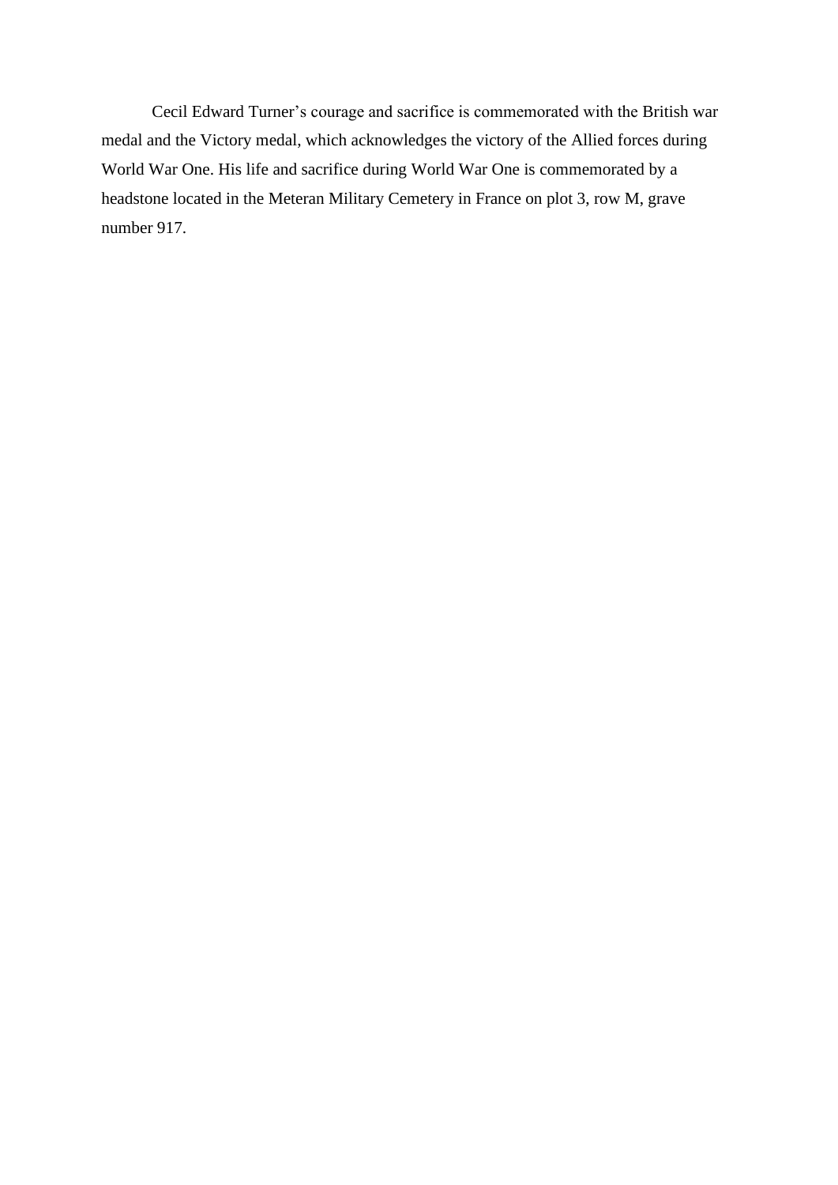Cecil Edward Turner's courage and sacrifice is commemorated with the British war medal and the Victory medal, which acknowledges the victory of the Allied forces during World War One. His life and sacrifice during World War One is commemorated by a headstone located in the Meteran Military Cemetery in France on plot 3, row M, grave number 917.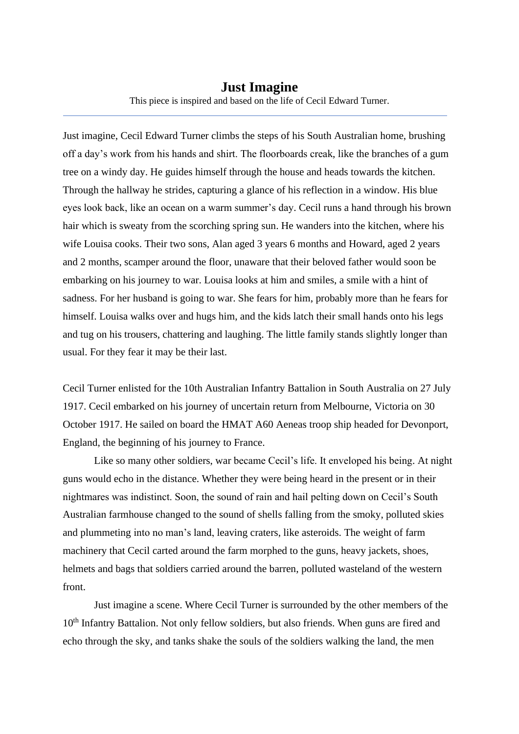# Just Imagine

This piece is inspired and based on the life of Cecil Edward Turner.

---

Just imagine, Cecil Edward Turner climbs the steps of his South Australian home, brushing off a day's work from his hands and shirt. The floorboards creak, like the branches of a gum tree on a windy day. He guides himself through the house and heads towards the kitchen. Through the hallway he strides, capturing a glance of his reflection in a window. His blue eyes look back, like an ocean on a warm summer's day. Cecil runs a hand through his brown hair which is sweaty from the scorching spring sun. He wanders into the kitchen, where his wife Louisa cooks. Their two sons, Alan aged 3 years 6 months and Howard, aged 2 years and 2 months, scamper around the floor, unaware that their beloved father would soon be embarking on his journey to war. Louisa looks at him and smiles, a smile with a hint of sadness. For her husband is going to war. She fears for him, probably more than he fears for himself. Louisa walks over and hugs him, and the kids latch their small hands onto his legs and tug on his trousers, chattering and laughing. The little family stands slightly longer than usual. For they fear it may be their last.

Cecil Turner enlisted for the 10th Australian Infantry Battalion in South Australia on 27 July 1917. Cecil embarked on his journey of uncertain return from Melbourne, Victoria on 30 October 1917. He sailed on board the HMAT A60 Aeneas troop ship headed for Devonport, England, the beginning of his journey to France.

Like so many other soldiers, war became Cecil's life. It enveloped his being. At night guns would echo in the distance. Whether they were being heard in the present or in their nightmares was indistinct. Soon, the sound of rain and hail pelting down on Cecil's South Australian farmhouse changed to the sound of shells falling from the smoky, polluted skies and plummeting into no man's land, leaving craters, like asteroids. The weight of farm machinery that Cecil carted around the farm morphed to the guns, heavy jackets, shoes, helmets and bags that soldiers carried around the barren, polluted wasteland of the western front.

Just imagine a scene. Where Cecil Turner is surrounded by the other members of the 10th Infantry Battalion. Not only fellow soldiers, but also friends. When guns are fired and echo through the sky, and tanks shake the souls of the soldiers walking the land, the men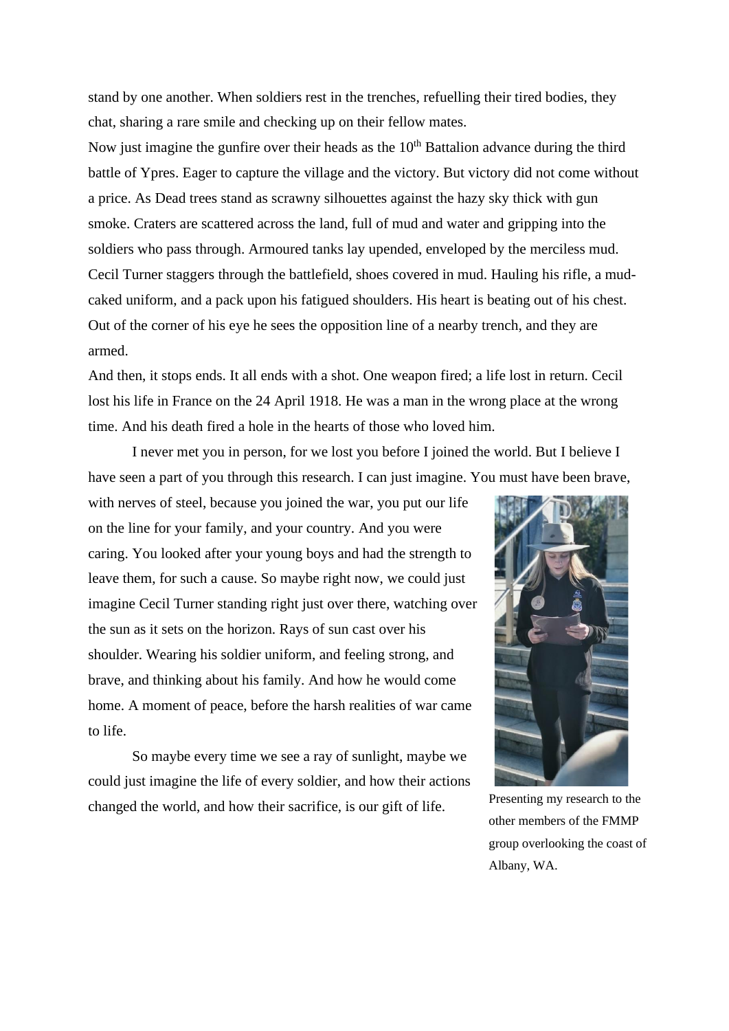stand by one another. When soldiers rest in the trenches, refuelling their tired bodies, they chat, sharing a rare smile and checking up on their fellow mates.

Now just imagine the gunfire over their heads as the 10th Battalion advance during the third battle of Ypres. Eager to capture the village and the victory. But victory did not come without a price. As Dead trees stand as scrawny silhouettes against the hazy sky thick with gun smoke. Craters are scattered across the land, full of mud and water and gripping into the soldiers who pass through. Armoured tanks lay upended, enveloped by the merciless mud. Cecil Turner staggers through the battlefield, shoes covered in mud. Hauling his rifle, a mud-caked uniform, and a pack upon his fatigued shoulders. His heart is beating out of his chest. Out of the corner of his eye he sees the opposition line of a nearby trench, and they are armed.

And then, it stops ends. It all ends with a shot. One weapon fired; a life lost in return. Cecil lost his life in France on the 24 April 1918. He was a man in the wrong place at the wrong time. And his death fired a hole in the hearts of those who loved him.

I never met you in person, for we lost you before I joined the world. But I believe I have seen a part of you through this research. I can just imagine. You must have been brave, with nerves of steel, because you joined the war, you put our life on the line for your family, and your country. And you were caring. You looked after your young boys and had the strength to leave them, for such a cause. So maybe right now, we could just imagine Cecil Turner standing right just over there, watching over the sun as it sets on the horizon. Rays of sun cast over his shoulder. Wearing his soldier uniform, and feeling strong, and brave, and thinking about his family. And how he would come home. A moment of peace, before the harsh realities of war came to life.

So maybe every time we see a ray of sunlight, maybe we could just imagine the life of every soldier, and how their actions changed the world, and how their sacrifice, is our gift of life.

Presenting my research to the other members of the FMMP group overlooking the coast of Albany, WA.